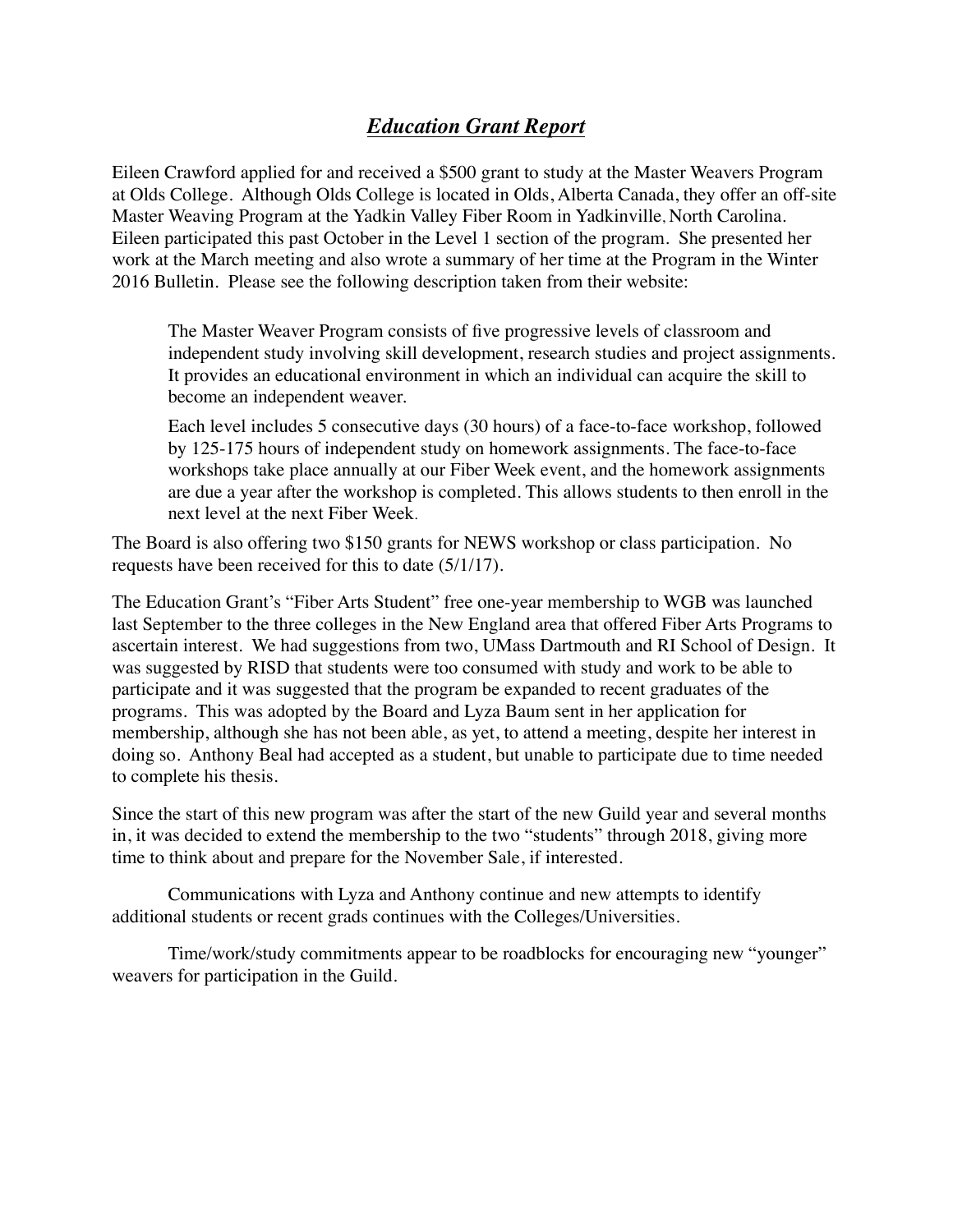## ***Education Grant Report***

Eileen Crawford applied for and received a $500 grant to study at the Master Weavers Program at Olds College. Although Olds College is located in Olds, Alberta Canada, they offer an off-site Master Weaving Program at the Yadkin Valley Fiber Room in Yadkinville, North Carolina. Eileen participated this past October in the Level 1 section of the program. She presented her work at the March meeting and also wrote a summary of her time at the Program in the Winter 2016 Bulletin. Please see the following description taken from their website:

> The Master Weaver Program consists of five progressive levels of classroom and independent study involving skill development, research studies and project assignments. It provides an educational environment in which an individual can acquire the skill to become an independent weaver.
>
> Each level includes 5 consecutive days (30 hours) of a face-to-face workshop, followed by 125-175 hours of independent study on homework assignments. The face-to-face workshops take place annually at our Fiber Week event, and the homework assignments are due a year after the workshop is completed. This allows students to then enroll in the next level at the next Fiber Week.

The Board is also offering two $150 grants for NEWS workshop or class participation. No requests have been received for this to date (5/1/17).

The Education Grant's "Fiber Arts Student" free one-year membership to WGB was launched last September to the three colleges in the New England area that offered Fiber Arts Programs to ascertain interest. We had suggestions from two, UMass Dartmouth and RI School of Design. It was suggested by RISD that students were too consumed with study and work to be able to participate and it was suggested that the program be expanded to recent graduates of the programs. This was adopted by the Board and Lyza Baum sent in her application for membership, although she has not been able, as yet, to attend a meeting, despite her interest in doing so. Anthony Beal had accepted as a student, but unable to participate due to time needed to complete his thesis.

Since the start of this new program was after the start of the new Guild year and several months in, it was decided to extend the membership to the two "students" through 2018, giving more time to think about and prepare for the November Sale, if interested.

Communications with Lyza and Anthony continue and new attempts to identify additional students or recent grads continues with the Colleges/Universities.

Time/work/study commitments appear to be roadblocks for encouraging new "younger" weavers for participation in the Guild.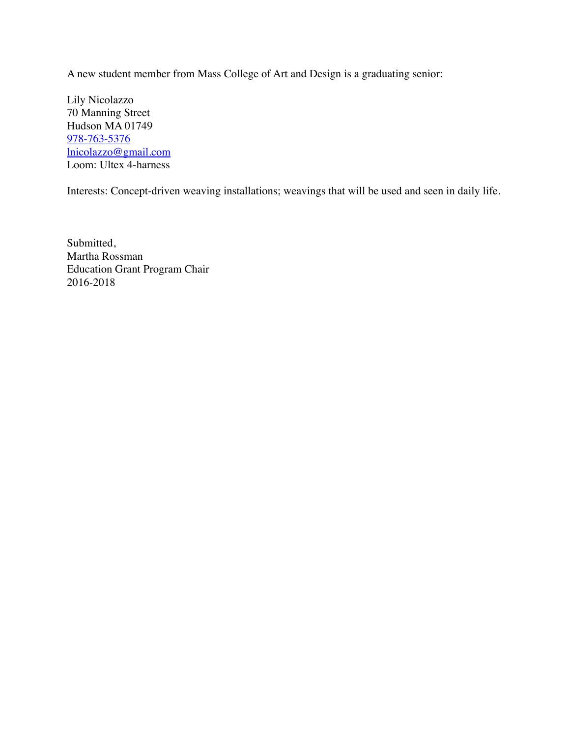A new student member from Mass College of Art and Design is a graduating senior:

Lily Nicolazzo  
70 Manning Street  
Hudson MA 01749  
978-763-5376  
lnicolazzo@gmail.com  
Loom: Ultex 4-harness

Interests: Concept-driven weaving installations; weavings that will be used and seen in daily life.

Submitted,  
Martha Rossman  
Education Grant Program Chair  
2016-2018